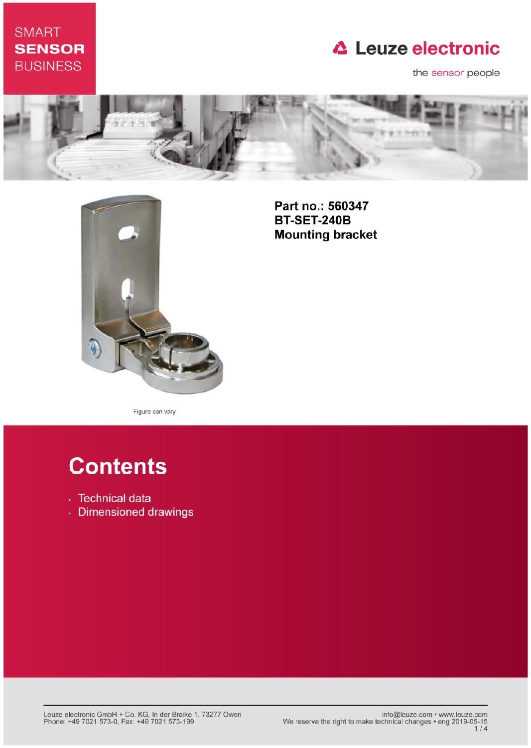SMART
**SENSOR**
BUSINESS

Leuze electronic

the sensor people

**Part no.: 560347**
**BT-SET-240B**
**Mounting bracket**

Figure can vary

# Contents

- Technical data
- Dimensioned drawings

Leuze electronic GmbH + Co. KG, In der Braike 1, 73277 Owen
Phone: +49 7021 573-0, Fax: +49 7021 573-199

info@leuze.com • www.leuze.com
We reserve the right to make technical changes • eng 2019-05-15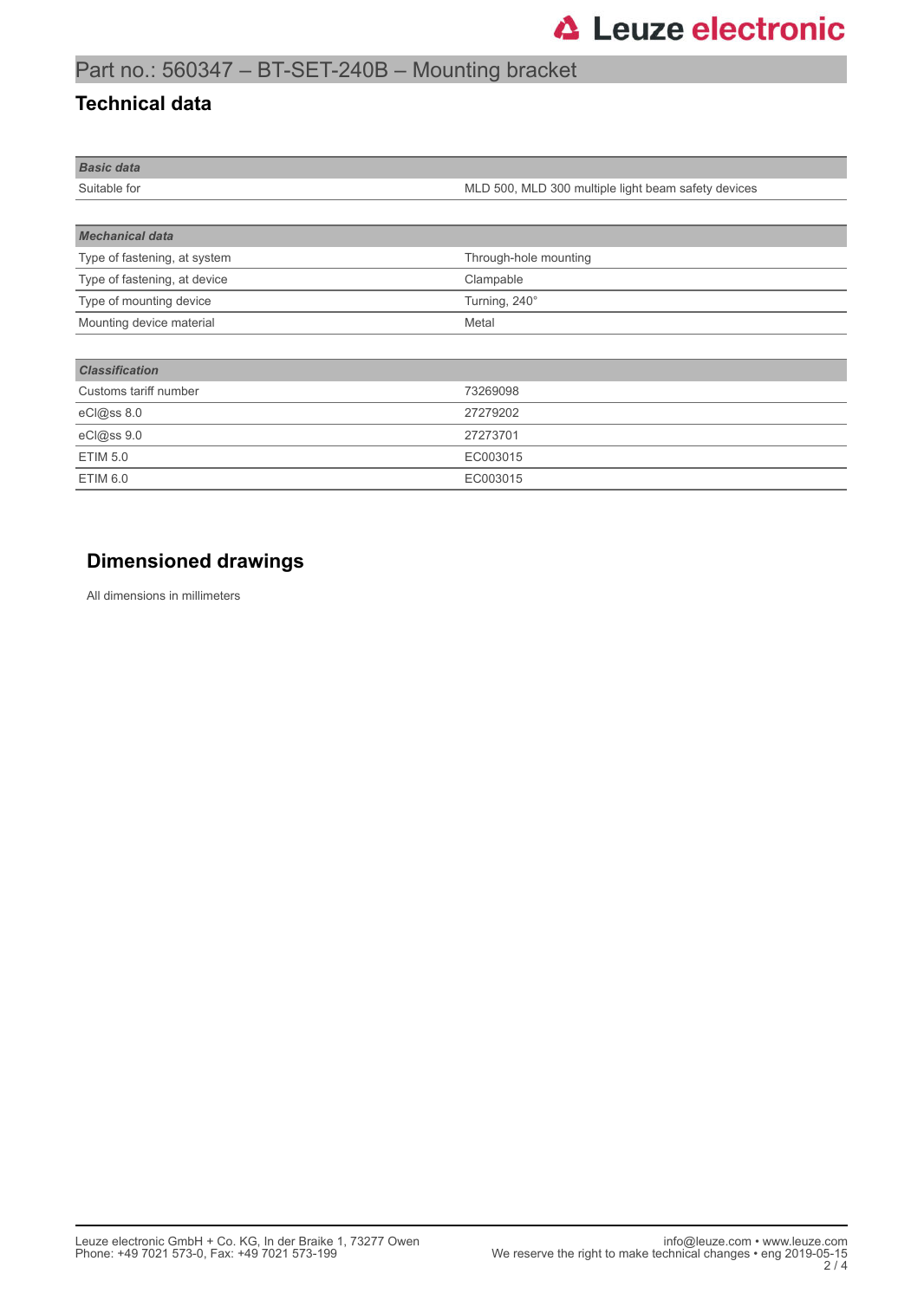## Technical data

| Basic data | |
|---|---|
| Suitable for | MLD 500, MLD 300 multiple light beam safety devices |

| Mechanical data | |
|---|---|
| Type of fastening, at system | Through-hole mounting |
| Type of fastening, at device | Clampable |
| Type of mounting device | Turning, 240° |
| Mounting device material | Metal |

| Classification | |
|---|---|
| Customs tariff number | 73269098 |
| eCl@ss 8.0 | 27279202 |
| eCl@ss 9.0 | 27273701 |
| ETIM 5.0 | EC003015 |
| ETIM 6.0 | EC003015 |

## Dimensioned drawings

All dimensions in millimeters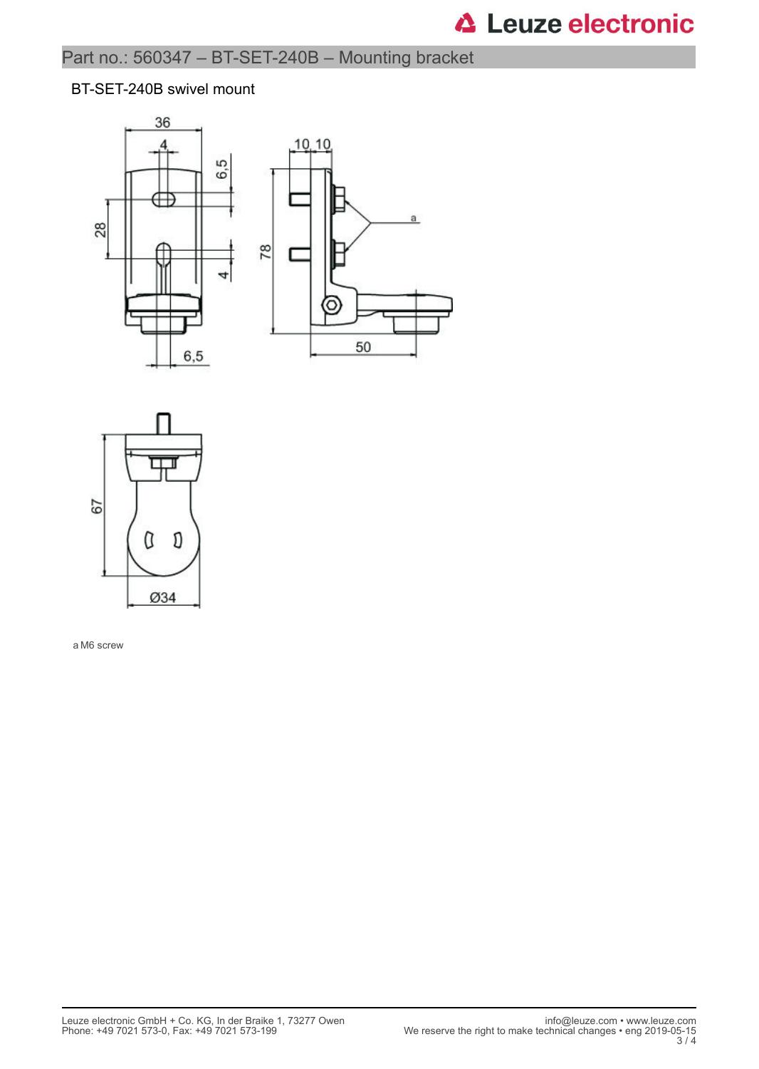## Part no.: 560347 – BT-SET-240B – Mounting bracket

### BT-SET-240B swivel mount

a M6 screw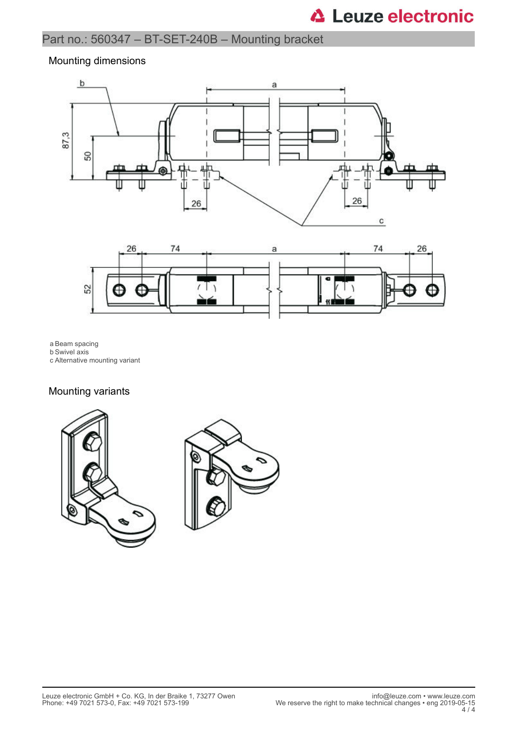# Part no.: 560347 – BT-SET-240B – Mounting bracket

## Mounting dimensions

b

a

87,3

50

26

26

c

26

74

a

74

26

52

a Beam spacing
b Swivel axis
c Alternative mounting variant

## Mounting variants

Leuze electronic GmbH + Co. KG, In der Braike 1, 73277 Owen
Phone: +49 7021 573-0, Fax: +49 7021 573-199

info@leuze.com • www.leuze.com
We reserve the right to make technical changes • eng 2019-05-15